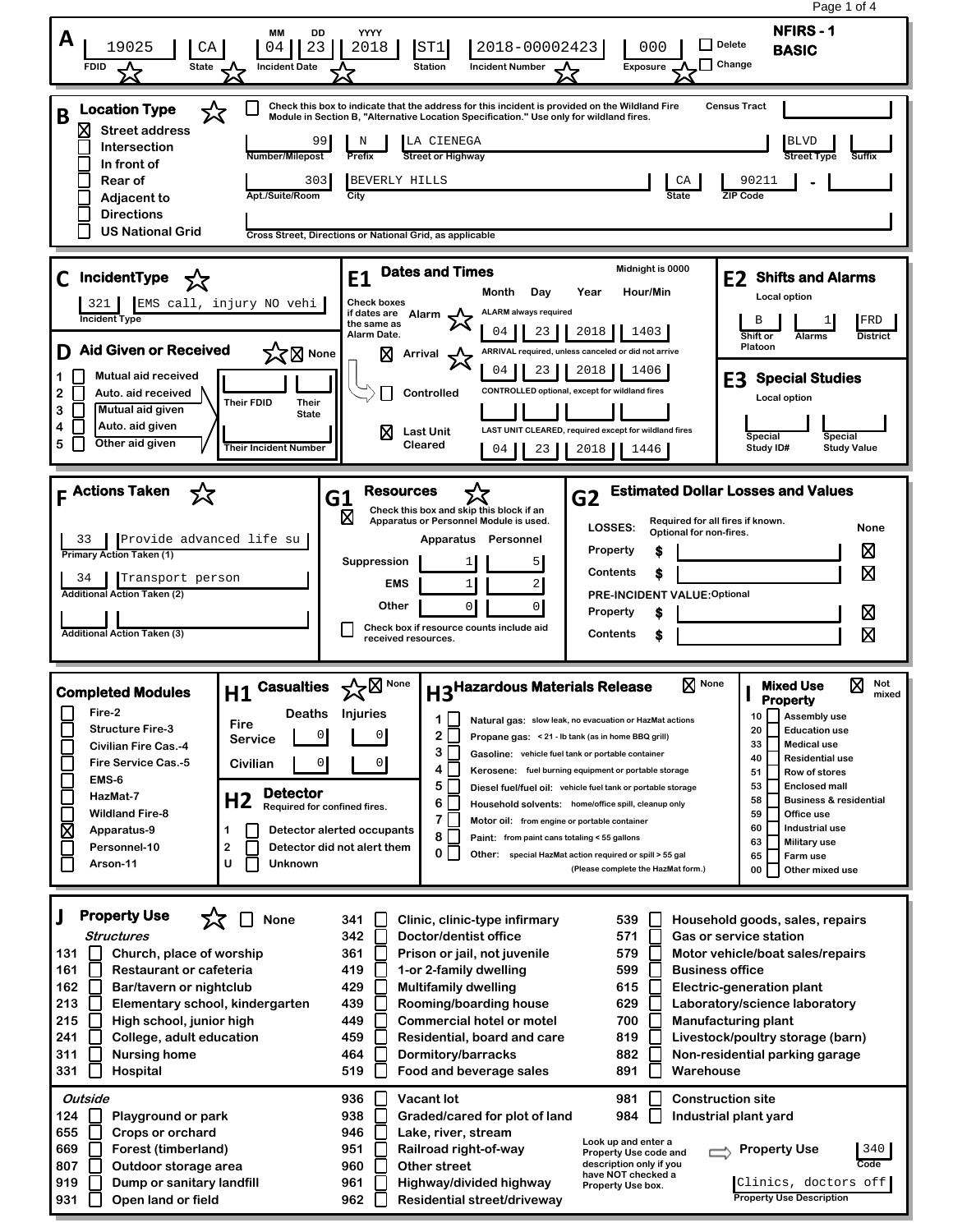# NFIRS - 1 BASIC

## A

| FDID | State | Incident Date (MM DD YYYY) | Station | Incident Number | Exposure | |
|---|---|---|---|---|---|---|
| 19025 | CA | 04 23 2018 | ST1 | 2018-00002423 | 000 | ☐ Delete ☐ Change |

## B Location Type

☐ Check this box to indicate that the address for this incident is provided on the Wildland Fire Module in Section B, "Alternative Location Specification." Use only for wildland fires.

Census Tract: 

- ☒ Street address
- ☐ Intersection
- ☐ In front of
- ☐ Rear of
- ☐ Adjacent to
- ☐ Directions
- ☐ US National Grid

| Number/Milepost | Prefix | Street or Highway | Street Type | Suffix |
|---|---|---|---|---|
| 99 | N | LA CIENEGA | BLVD | |

| Apt./Suite/Room | City | State | ZIP Code |
|---|---|---|---|
| 303 | BEVERLY HILLS | CA | 90211 - |

Cross Street, Directions or National Grid, as applicable: 

## C Incident Type

Incident Type: 321 EMS call, injury NO vehi

## D Aid Given or Received

☒ None

1. ☐ Mutual aid received
2. ☐ Auto. aid received
3. ☐ Mutual aid given
4. ☐ Auto. aid given
5. ☐ Other aid given

Their FDID: | Their State: | Their Incident Number: 

## E1 Dates and Times

Midnight is 0000

Check boxes if dates are the same as Alarm Date.

| | Month | Day | Year | Hour/Min |
|---|---|---|---|---|
| Alarm (ALARM always required) | 04 | 23 | 2018 | 1403 |
| ☒ Arrival (ARRIVAL required, unless canceled or did not arrive) | 04 | 23 | 2018 | 1406 |
| ☐ Controlled (CONTROLLED optional, except for wildland fires) | | | | |
| ☒ Last Unit Cleared (LAST UNIT CLEARED, required except for wildland fires) | 04 | 23 | 2018 | 1446 |

## E2 Shifts and Alarms

Local option

| Shift or Platoon | Alarms | District |
|---|---|---|
| B | 1 | FRD |

## E3 Special Studies

Local option

Special Study ID#: | Special Study Value: 

## F Actions Taken

- Primary Action Taken (1): 33 Provide advanced life su
- Additional Action Taken (2): 34 Transport person
- Additional Action Taken (3): 

## G1 Resources

☒ Check this box and skip this block if an Apparatus or Personnel Module is used.

| | Apparatus | Personnel |
|---|---|---|
| Suppression | 1 | 5 |
| EMS | 1 | 2 |
| Other | 0 | 0 |

☐ Check box if resource counts include aid received resources.

## G2 Estimated Dollar Losses and Values

LOSSES: Required for all fires if known. Optional for non-fires.

| | $ | None |
|---|---|---|
| Property | | ☒ |
| Contents | | ☒ |
| **PRE-INCIDENT VALUE:** Optional | | |
| Property | | ☒ |
| Contents | | ☒ |

## Completed Modules

- ☐ Fire-2
- ☐ Structure Fire-3
- ☐ Civilian Fire Cas.-4
- ☐ Fire Service Cas.-5
- ☐ EMS-6
- ☐ HazMat-7
- ☐ Wildland Fire-8
- ☒ Apparatus-9
- ☐ Personnel-10
- ☐ Arson-11

## H1 Casualties

☒ None

| | Deaths | Injuries |
|---|---|---|
| Fire Service | 0 | 0 |
| Civilian | 0 | 0 |

## H2 Detector

Required for confined fires.

1. ☐ Detector alerted occupants
2. ☐ Detector did not alert them

U ☐ Unknown

## H3 Hazardous Materials Release

☒ None

1. ☐ Natural gas: slow leak, no evacuation or HazMat actions
2. ☐ Propane gas: < 21 - lb tank (as in home BBQ grill)
3. ☐ Gasoline: vehicle fuel tank or portable container
4. ☐ Kerosene: fuel burning equipment or portable storage
5. ☐ Diesel fuel/fuel oil: vehicle fuel tank or portable storage
6. ☐ Household solvents: home/office spill, cleanup only
7. ☐ Motor oil: from engine or portable container
8. ☐ Paint: from paint cans totaling < 55 gallons

0 ☐ Other: special HazMat action required or spill > 55 gal (Please complete the HazMat form.)

## I Mixed Use Property

☒ Not mixed

- 10 ☐ Assembly use
- 20 ☐ Education use
- 33 ☐ Medical use
- 40 ☐ Residential use
- 51 ☐ Row of stores
- 53 ☐ Enclosed mall
- 58 ☐ Business & residential
- 59 ☐ Office use
- 60 ☐ Industrial use
- 63 ☐ Military use
- 65 ☐ Farm use
- 00 ☐ Other mixed use

## J Property Use

☐ None

*Structures*

- 131 ☐ Church, place of worship
- 161 ☐ Restaurant or cafeteria
- 162 ☐ Bar/tavern or nightclub
- 213 ☐ Elementary school, kindergarten
- 215 ☐ High school, junior high
- 241 ☐ College, adult education
- 311 ☐ Nursing home
- 331 ☐ Hospital
- 341 ☐ Clinic, clinic-type infirmary
- 342 ☐ Doctor/dentist office
- 361 ☐ Prison or jail, not juvenile
- 419 ☐ 1-or 2-family dwelling
- 429 ☐ Multifamily dwelling
- 439 ☐ Rooming/boarding house
- 449 ☐ Commercial hotel or motel
- 459 ☐ Residential, board and care
- 464 ☐ Dormitory/barracks
- 519 ☐ Food and beverage sales
- 539 ☐ Household goods, sales, repairs
- 571 ☐ Gas or service station
- 579 ☐ Motor vehicle/boat sales/repairs
- 599 ☐ Business office
- 615 ☐ Electric-generation plant
- 629 ☐ Laboratory/science laboratory
- 700 ☐ Manufacturing plant
- 819 ☐ Livestock/poultry storage (barn)
- 882 ☐ Non-residential parking garage
- 891 ☐ Warehouse

*Outside*

- 124 ☐ Playground or park
- 655 ☐ Crops or orchard
- 669 ☐ Forest (timberland)
- 807 ☐ Outdoor storage area
- 919 ☐ Dump or sanitary landfill
- 931 ☐ Open land or field
- 936 ☐ Vacant lot
- 938 ☐ Graded/cared for plot of land
- 946 ☐ Lake, river, stream
- 951 ☐ Railroad right-of-way
- 960 ☐ Other street
- 961 ☐ Highway/divided highway
- 962 ☐ Residential street/driveway
- 981 ☐ Construction site
- 984 ☐ Industrial plant yard

Look up and enter a Property Use code and description only if you have NOT checked a Property Use box.

Property Use Code: 340

Property Use Description: Clinics, doctors off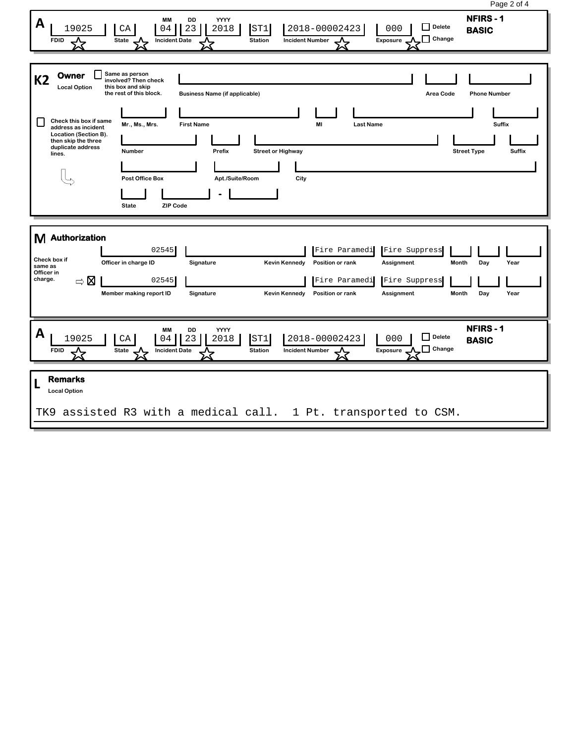## A — NFIRS - 1 BASIC

| FDID | State | Incident Date (MM DD YYYY) | Station | Incident Number | Exposure | Delete | Change |
|---|---|---|---|---|---|---|---|
| 19025 | CA | 04 23 2018 | ST1 | 2018-00002423 | 000 | ☐ | ☐ |

## K2 Owner

Local Option

☐ Same as person involved? Then check this box and skip the rest of this block.

| Business Name (if applicable) | Area Code | Phone Number |
|---|---|---|
| | | |

☐ Check this box if same address as incident Location (Section B). then skip the three duplicate address lines.

| Mr., Ms., Mrs. | First Name | MI | Last Name | Suffix |
|---|---|---|---|---|
| | | | | |

| Number | Prefix | Street or Highway | Street Type | Suffix |
|---|---|---|---|---|
| | | | | |

| Post Office Box | Apt./Suite/Room | City |
|---|---|---|
| | | |

| State | ZIP Code |
|---|---|
| | - |

## M Authorization

| | ID | Signature | Name | Position or rank | Assignment | Month | Day | Year |
|---|---|---|---|---|---|---|---|---|
| Officer in charge ID | 02545 | | Kevin Kennedy | Fire Paramedi | Fire Suppress | | | |
| Member making report ID | 02545 | | Kevin Kennedy | Fire Paramedi | Fire Suppress | | | |

Check box if same as Officer in charge. ☒

## A — NFIRS - 1 BASIC

| FDID | State | Incident Date (MM DD YYYY) | Station | Incident Number | Exposure | Delete | Change |
|---|---|---|---|---|---|---|---|
| 19025 | CA | 04 23 2018 | ST1 | 2018-00002423 | 000 | ☐ | ☐ |

## L Remarks

Local Option

TK9 assisted R3 with a medical call. 1 Pt. transported to CSM.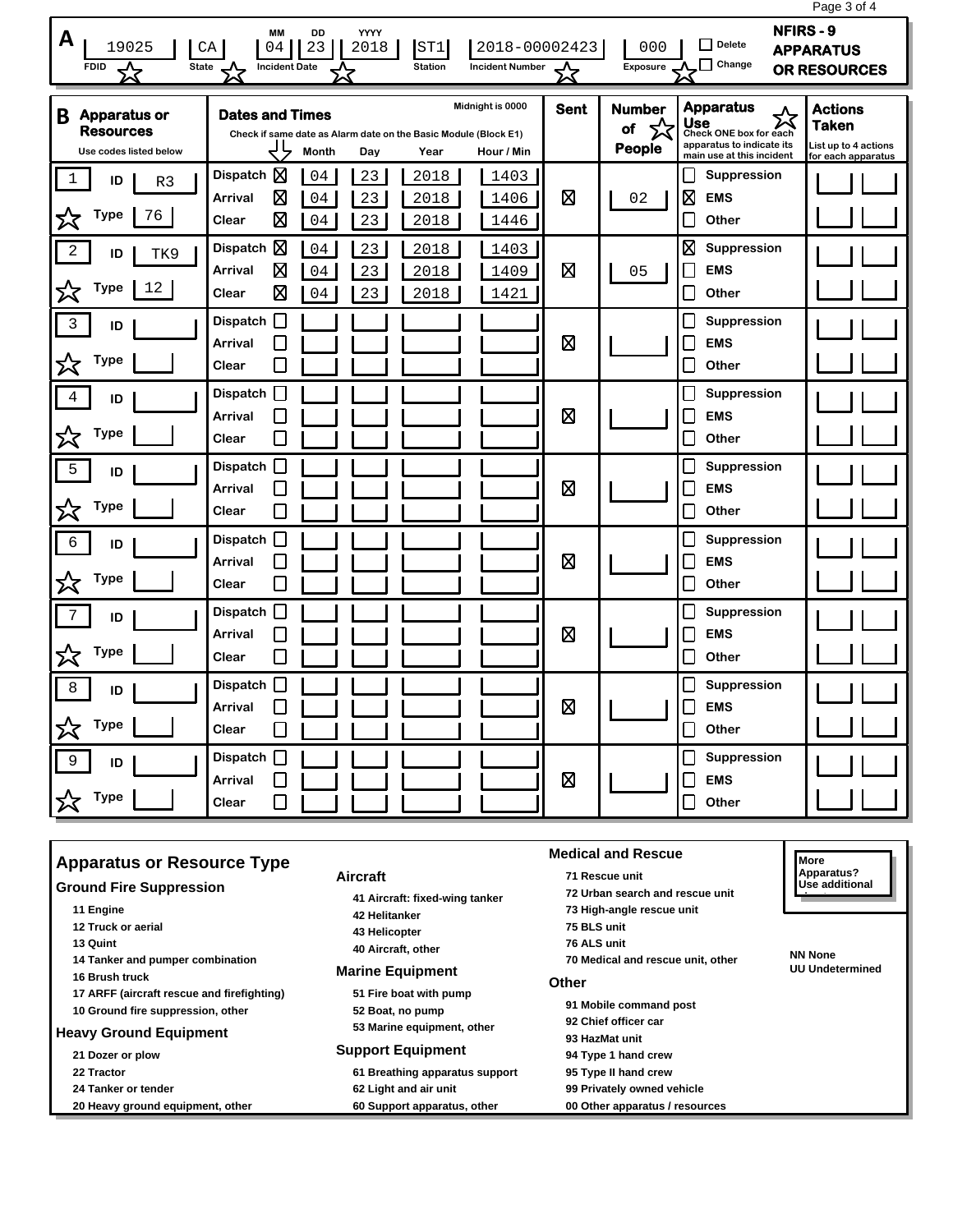# NFIRS - 9 APPARATUS OR RESOURCES

## A

| FDID | State | Incident Date (MM DD YYYY) | Station | Incident Number | Exposure | |
|---|---|---|---|---|---|---|
| 19025 | CA | 04 23 2018 | ST1 | 2018-00002423 | 000 | ☐ Delete ☐ Change |

## B

| Apparatus or Resources (Use codes listed below) | Dates and Times (Check if same date as Alarm date on the Basic Module (Block E1)) | Month | Day | Year | Hour / Min (Midnight is 0000) | Sent | Number of People | Apparatus Use (Check ONE box for each apparatus to indicate its main use at this incident) | Actions Taken (List up to 4 actions for each apparatus) |
|---|---|---|---|---|---|---|---|---|---|
| 1 ID R3 Type 76 | Dispatch ☒ | 04 | 23 | 2018 | 1403 | ☒ | 02 | ☐ Suppression | |
| | Arrival ☒ | 04 | 23 | 2018 | 1406 | | | ☒ EMS | |
| | Clear ☒ | 04 | 23 | 2018 | 1446 | | | ☐ Other | |
| 2 ID TK9 Type 12 | Dispatch ☒ | 04 | 23 | 2018 | 1403 | ☒ | 05 | ☒ Suppression | |
| | Arrival ☒ | 04 | 23 | 2018 | 1409 | | | ☐ EMS | |
| | Clear ☒ | 04 | 23 | 2018 | 1421 | | | ☐ Other | |
| 3 ID Type | Dispatch ☐ | | | | | ☒ | | ☐ Suppression | |
| | Arrival ☐ | | | | | | | ☐ EMS | |
| | Clear ☐ | | | | | | | ☐ Other | |
| 4 ID Type | Dispatch ☐ | | | | | ☒ | | ☐ Suppression | |
| | Arrival ☐ | | | | | | | ☐ EMS | |
| | Clear ☐ | | | | | | | ☐ Other | |
| 5 ID Type | Dispatch ☐ | | | | | ☒ | | ☐ Suppression | |
| | Arrival ☐ | | | | | | | ☐ EMS | |
| | Clear ☐ | | | | | | | ☐ Other | |
| 6 ID Type | Dispatch ☐ | | | | | ☒ | | ☐ Suppression | |
| | Arrival ☐ | | | | | | | ☐ EMS | |
| | Clear ☐ | | | | | | | ☐ Other | |
| 7 ID Type | Dispatch ☐ | | | | | ☒ | | ☐ Suppression | |
| | Arrival ☐ | | | | | | | ☐ EMS | |
| | Clear ☐ | | | | | | | ☐ Other | |
| 8 ID Type | Dispatch ☐ | | | | | ☒ | | ☐ Suppression | |
| | Arrival ☐ | | | | | | | ☐ EMS | |
| | Clear ☐ | | | | | | | ☐ Other | |
| 9 ID Type | Dispatch ☐ | | | | | ☒ | | ☐ Suppression | |
| | Arrival ☐ | | | | | | | ☐ EMS | |
| | Clear ☐ | | | | | | | ☐ Other | |

## Apparatus or Resource Type

### Ground Fire Suppression
- 11 Engine
- 12 Truck or aerial
- 13 Quint
- 14 Tanker and pumper combination
- 16 Brush truck
- 17 ARFF (aircraft rescue and firefighting)
- 10 Ground fire suppression, other

### Heavy Ground Equipment
- 21 Dozer or plow
- 22 Tractor
- 24 Tanker or tender
- 20 Heavy ground equipment, other

### Aircraft
- 41 Aircraft: fixed-wing tanker
- 42 Helitanker
- 43 Helicopter
- 40 Aircraft, other

### Marine Equipment
- 51 Fire boat with pump
- 52 Boat, no pump
- 53 Marine equipment, other

### Support Equipment
- 61 Breathing apparatus support
- 62 Light and air unit
- 60 Support apparatus, other

### Medical and Rescue
- 71 Rescue unit
- 72 Urban search and rescue unit
- 73 High-angle rescue unit
- 75 BLS unit
- 76 ALS unit
- 70 Medical and rescue unit, other

### Other
- 91 Mobile command post
- 92 Chief officer car
- 93 HazMat unit
- 94 Type 1 hand crew
- 95 Type II hand crew
- 99 Privately owned vehicle
- 00 Other apparatus / resources

More Apparatus? Use additional sheets.

NN None
UU Undetermined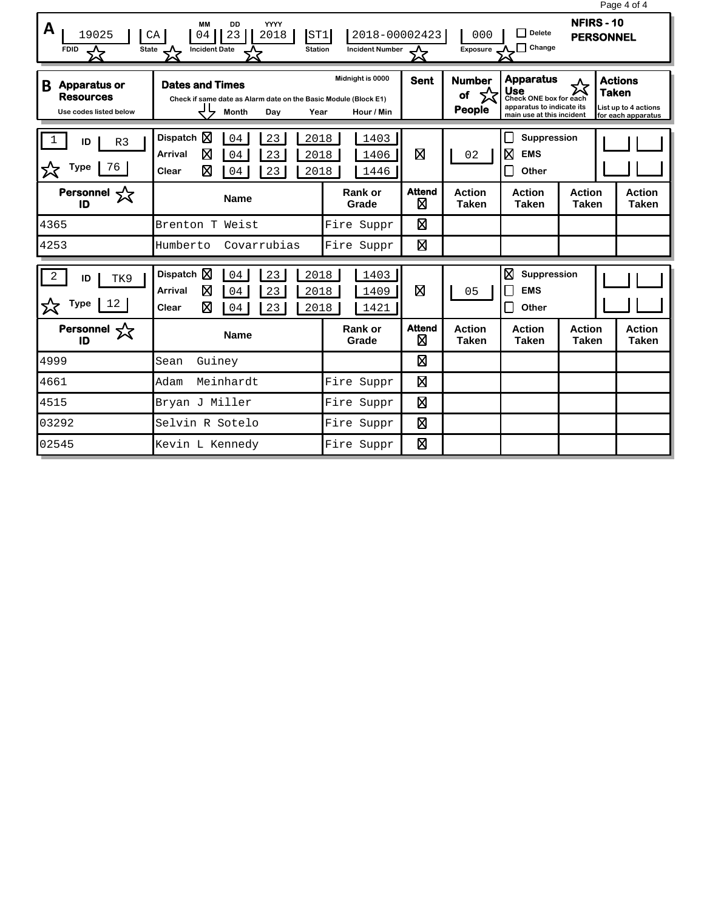# A

| FDID | State | Incident Date (MM DD YYYY) | Station | Incident Number | Exposure | | NFIRS - 10 |
|---|---|---|---|---|---|---|---|
| 19025 | CA | 04 23 2018 | ST1 | 2018-00002423 | 000 | ☐ Delete ☐ Change | PERSONNEL |

# B

**Apparatus or Resources** — Use codes listed below

**Dates and Times** — Check if same date as Alarm date on the Basic Module (Block E1) — Month, Day, Year, Hour / Min (Midnight is 0000)

**Sent**

**Number of People**

**Apparatus Use** — Check ONE box for each apparatus to indicate its main use at this incident

**Actions Taken** — List up to 4 actions for each apparatus

## Apparatus 1

| | | | | | | | |
|---|---|---|---|---|---|---|---|
| 1 ID: R3 | Dispatch ☒ | 04 | 23 | 2018 | 1403 | ☒ Sent | 02 |
| Type: 76 | Arrival ☒ | 04 | 23 | 2018 | 1406 | | |
| | Clear ☒ | 04 | 23 | 2018 | 1446 | | |

Apparatus Use: ☐ Suppression ☒ EMS ☐ Other

| Personnel ID | Name | Rank or Grade | Attend ☒ | Action Taken | Action Taken | Action Taken | Action Taken |
|---|---|---|---|---|---|---|---|
| 4365 | Brenton T Weist | Fire Suppr | ☒ | | | | |
| 4253 | Humberto Covarrubias | Fire Suppr | ☒ | | | | |

## Apparatus 2

| | | | | | | | |
|---|---|---|---|---|---|---|---|
| 2 ID: TK9 | Dispatch ☒ | 04 | 23 | 2018 | 1403 | ☒ Sent | 05 |
| Type: 12 | Arrival ☒ | 04 | 23 | 2018 | 1409 | | |
| | Clear ☒ | 04 | 23 | 2018 | 1421 | | |

Apparatus Use: ☒ Suppression ☐ EMS ☐ Other

| Personnel ID | Name | Rank or Grade | Attend ☒ | Action Taken | Action Taken | Action Taken | Action Taken |
|---|---|---|---|---|---|---|---|
| 4999 | Sean Guiney | | ☒ | | | | |
| 4661 | Adam Meinhardt | Fire Suppr | ☒ | | | | |
| 4515 | Bryan J Miller | Fire Suppr | ☒ | | | | |
| 03292 | Selvin R Sotelo | Fire Suppr | ☒ | | | | |
| 02545 | Kevin L Kennedy | Fire Suppr | ☒ | | | | |